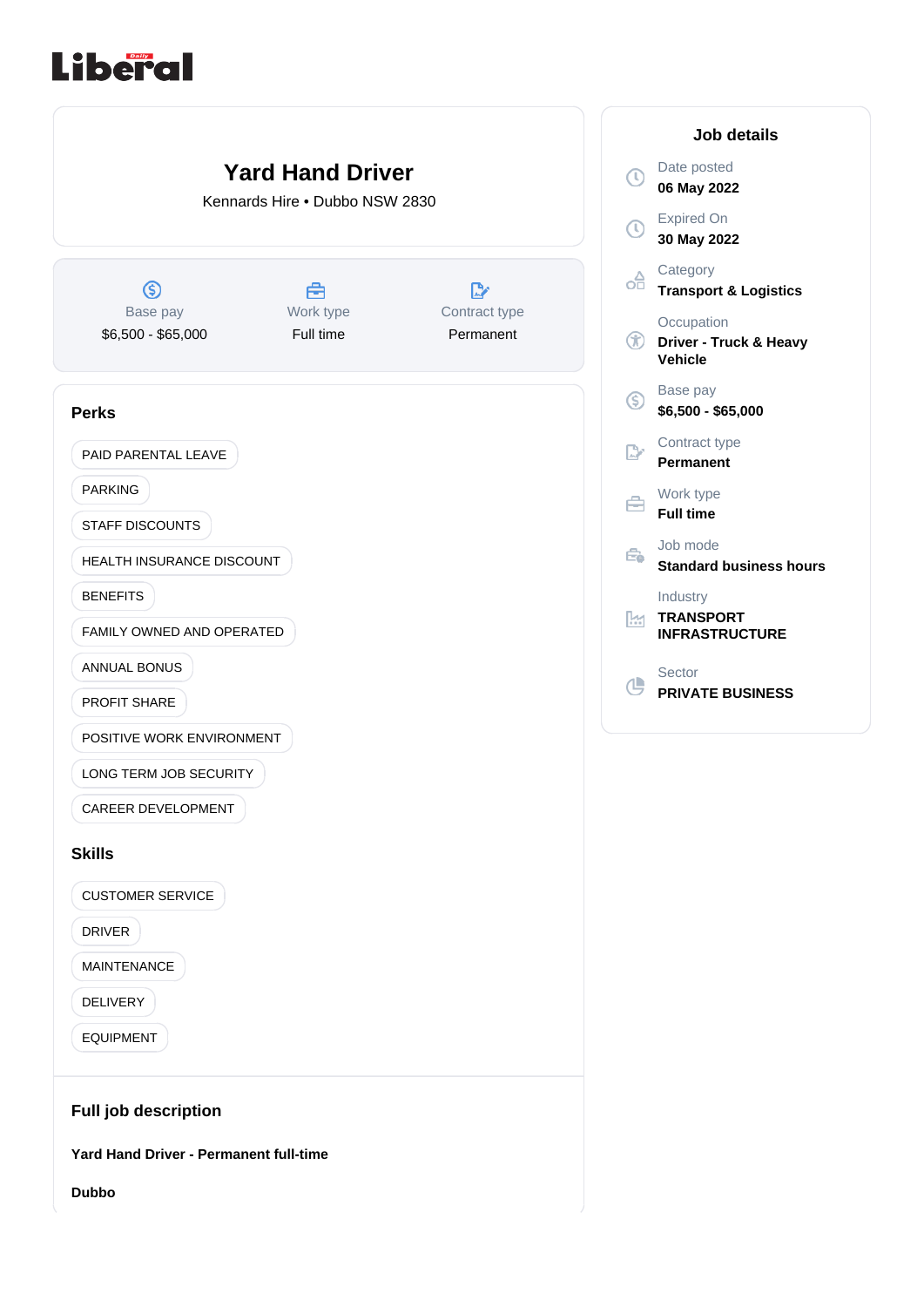# Yard Hand Driver

Kennards Hire • Dubbo NSW 2830

| Base pay | Work type | Contract type |
|---|---|---|
| $6,500 - $65,000 | Full time | Permanent |

## Perks

- PAID PARENTAL LEAVE
- PARKING
- STAFF DISCOUNTS
- HEALTH INSURANCE DISCOUNT
- BENEFITS
- FAMILY OWNED AND OPERATED
- ANNUAL BONUS
- PROFIT SHARE
- POSITIVE WORK ENVIRONMENT
- LONG TERM JOB SECURITY
- CAREER DEVELOPMENT

## Skills

- CUSTOMER SERVICE
- DRIVER
- MAINTENANCE
- DELIVERY
- EQUIPMENT

## Full job description

**Yard Hand Driver - Permanent full-time**

**Dubbo**

## Job details

Date posted
**06 May 2022**

Expired On
**30 May 2022**

Category
**Transport & Logistics**

Occupation
**Driver - Truck & Heavy Vehicle**

Base pay
**$6,500 - $65,000**

Contract type
**Permanent**

Work type
**Full time**

Job mode
**Standard business hours**

Industry
**TRANSPORT INFRASTRUCTURE**

Sector
**PRIVATE BUSINESS**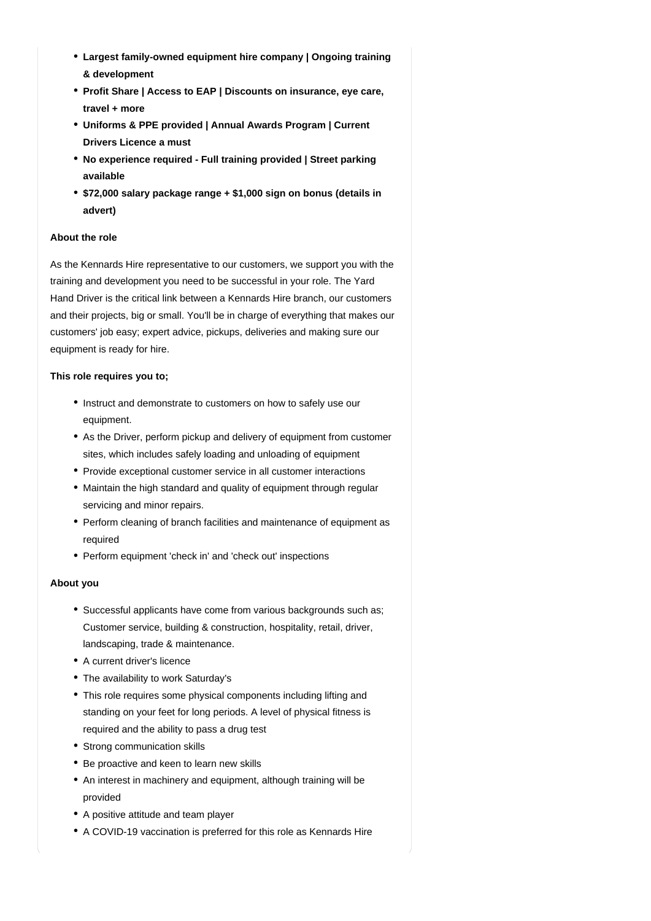- **Largest family-owned equipment hire company | Ongoing training & development**
- **Profit Share | Access to EAP | Discounts on insurance, eye care, travel + more**
- **Uniforms & PPE provided | Annual Awards Program | Current Drivers Licence a must**
- **No experience required - Full training provided | Street parking available**
- **$72,000 salary package range + $1,000 sign on bonus (details in advert)**

**About the role**

As the Kennards Hire representative to our customers, we support you with the training and development you need to be successful in your role. The Yard Hand Driver is the critical link between a Kennards Hire branch, our customers and their projects, big or small. You'll be in charge of everything that makes our customers' job easy; expert advice, pickups, deliveries and making sure our equipment is ready for hire.

**This role requires you to;**

- Instruct and demonstrate to customers on how to safely use our equipment.
- As the Driver, perform pickup and delivery of equipment from customer sites, which includes safely loading and unloading of equipment
- Provide exceptional customer service in all customer interactions
- Maintain the high standard and quality of equipment through regular servicing and minor repairs.
- Perform cleaning of branch facilities and maintenance of equipment as required
- Perform equipment 'check in' and 'check out' inspections

**About you**

- Successful applicants have come from various backgrounds such as; Customer service, building & construction, hospitality, retail, driver, landscaping, trade & maintenance.
- A current driver's licence
- The availability to work Saturday's
- This role requires some physical components including lifting and standing on your feet for long periods. A level of physical fitness is required and the ability to pass a drug test
- Strong communication skills
- Be proactive and keen to learn new skills
- An interest in machinery and equipment, although training will be provided
- A positive attitude and team player
- A COVID-19 vaccination is preferred for this role as Kennards Hire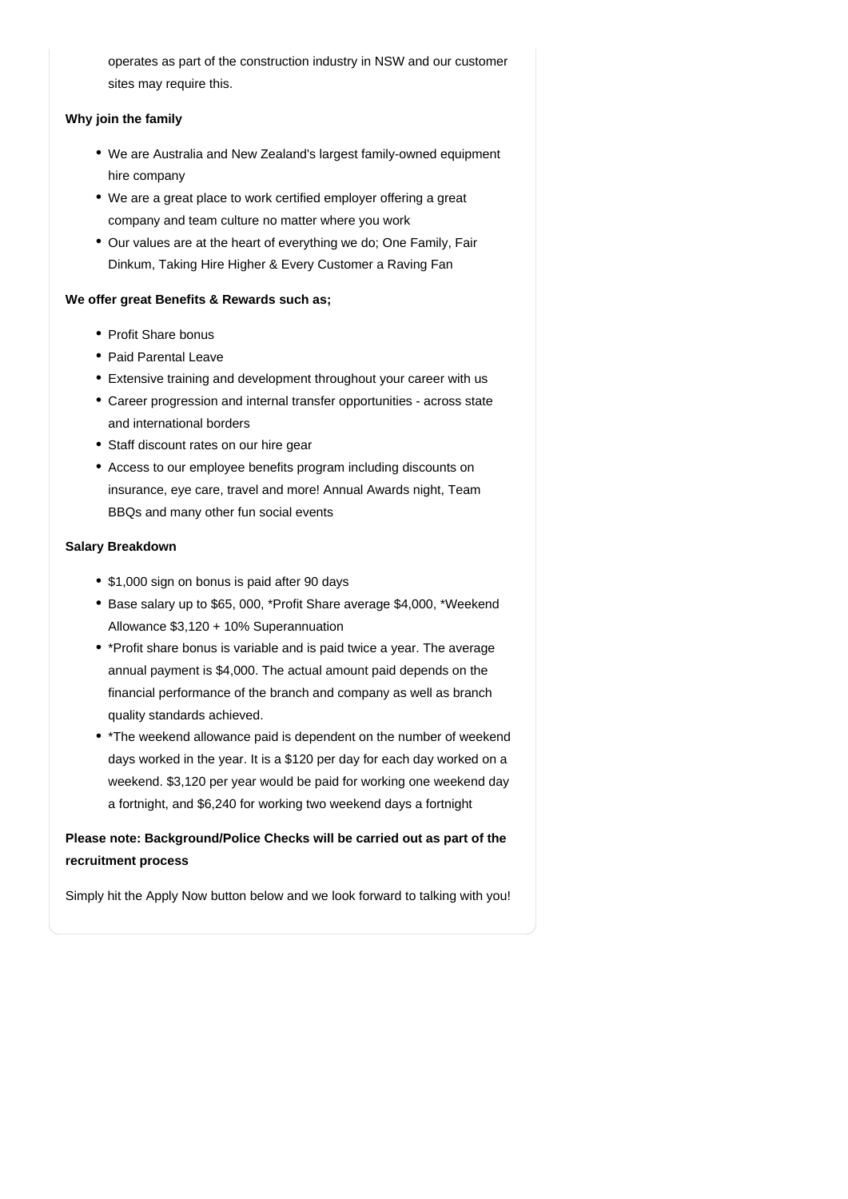operates as part of the construction industry in NSW and our customer sites may require this.

**Why join the family**

- We are Australia and New Zealand's largest family-owned equipment hire company
- We are a great place to work certified employer offering a great company and team culture no matter where you work
- Our values are at the heart of everything we do; One Family, Fair Dinkum, Taking Hire Higher & Every Customer a Raving Fan

**We offer great Benefits & Rewards such as;**

- Profit Share bonus
- Paid Parental Leave
- Extensive training and development throughout your career with us
- Career progression and internal transfer opportunities - across state and international borders
- Staff discount rates on our hire gear
- Access to our employee benefits program including discounts on insurance, eye care, travel and more! Annual Awards night, Team BBQs and many other fun social events

**Salary Breakdown**

- $1,000 sign on bonus is paid after 90 days
- Base salary up to $65, 000, *Profit Share average $4,000, *Weekend Allowance $3,120 + 10% Superannuation
- *Profit share bonus is variable and is paid twice a year. The average annual payment is $4,000. The actual amount paid depends on the financial performance of the branch and company as well as branch quality standards achieved.
- *The weekend allowance paid is dependent on the number of weekend days worked in the year. It is a $120 per day for each day worked on a weekend. $3,120 per year would be paid for working one weekend day a fortnight, and $6,240 for working two weekend days a fortnight

**Please note: Background/Police Checks will be carried out as part of the recruitment process**

Simply hit the Apply Now button below and we look forward to talking with you!